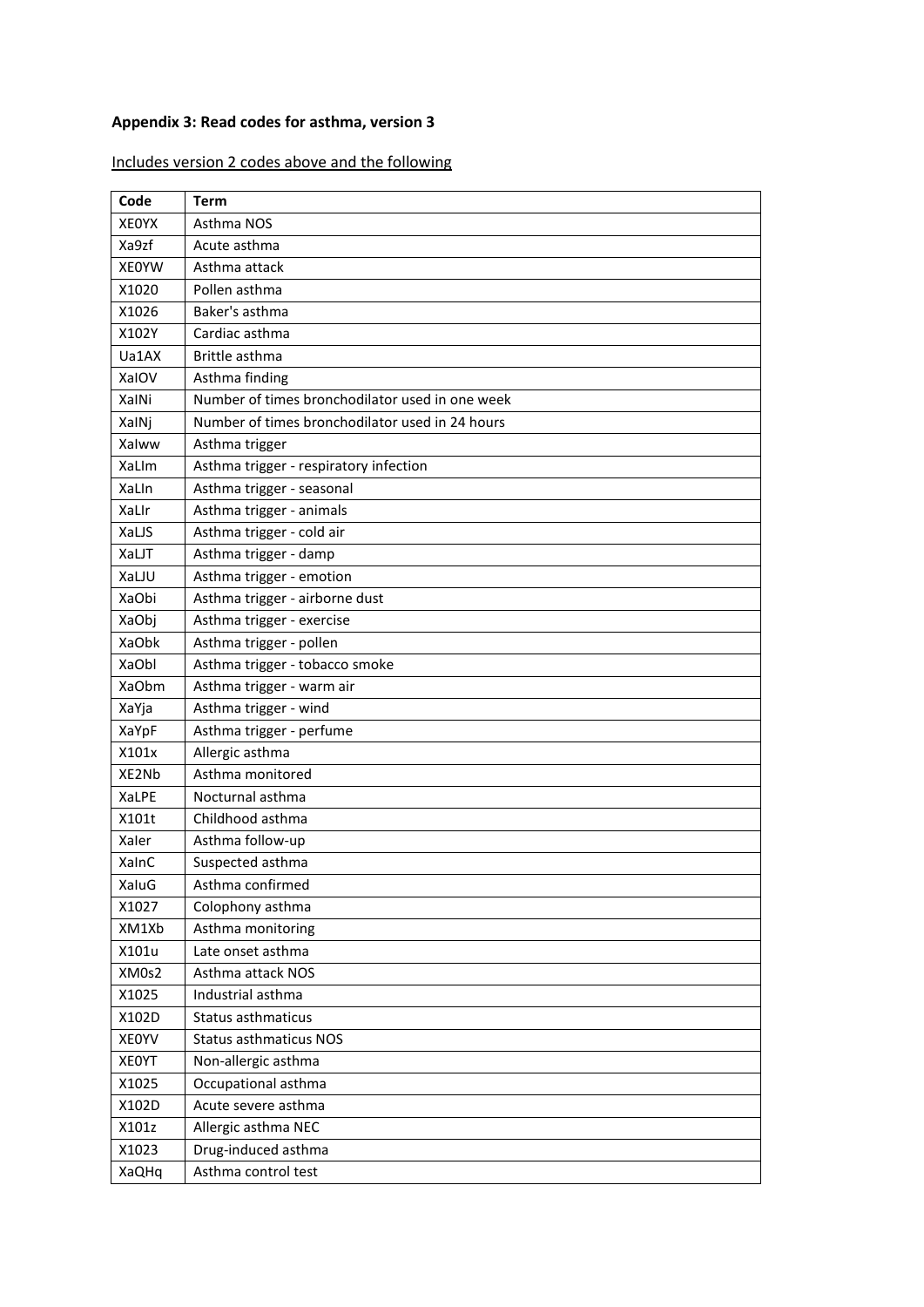**Appendix 3: Read codes for asthma, version 3**

Includes version 2 codes above and the following

| Code | Term |
|---|---|
| XE0YX | Asthma NOS |
| Xa9zf | Acute asthma |
| XE0YW | Asthma attack |
| X1020 | Pollen asthma |
| X1026 | Baker's asthma |
| X102Y | Cardiac asthma |
| Ua1AX | Brittle asthma |
| XaIOV | Asthma finding |
| XaINi | Number of times bronchodilator used in one week |
| XaINj | Number of times bronchodilator used in 24 hours |
| XaIww | Asthma trigger |
| XaLIm | Asthma trigger - respiratory infection |
| XaLIn | Asthma trigger - seasonal |
| XaLIr | Asthma trigger - animals |
| XaLJS | Asthma trigger - cold air |
| XaLJT | Asthma trigger - damp |
| XaLJU | Asthma trigger - emotion |
| XaObi | Asthma trigger - airborne dust |
| XaObj | Asthma trigger - exercise |
| XaObk | Asthma trigger - pollen |
| XaObl | Asthma trigger - tobacco smoke |
| XaObm | Asthma trigger - warm air |
| XaYja | Asthma trigger - wind |
| XaYpF | Asthma trigger - perfume |
| X101x | Allergic asthma |
| XE2Nb | Asthma monitored |
| XaLPE | Nocturnal asthma |
| X101t | Childhood asthma |
| XaIer | Asthma follow-up |
| XaInC | Suspected asthma |
| XaIuG | Asthma confirmed |
| X1027 | Colophony asthma |
| XM1Xb | Asthma monitoring |
| X101u | Late onset asthma |
| XM0s2 | Asthma attack NOS |
| X1025 | Industrial asthma |
| X102D | Status asthmaticus |
| XE0YV | Status asthmaticus NOS |
| XE0YT | Non-allergic asthma |
| X1025 | Occupational asthma |
| X102D | Acute severe asthma |
| X101z | Allergic asthma NEC |
| X1023 | Drug-induced asthma |
| XaQHq | Asthma control test |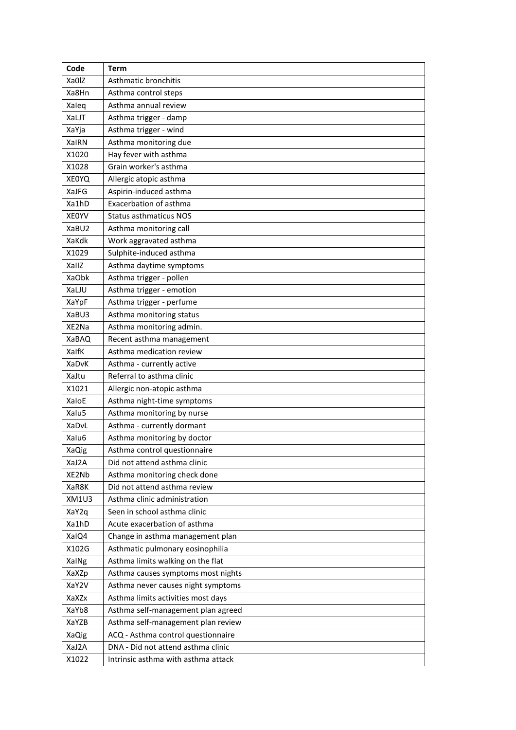| Code | Term |
|---|---|
| Xa0lZ | Asthmatic bronchitis |
| Xa8Hn | Asthma control steps |
| XaIeq | Asthma annual review |
| XaLJT | Asthma trigger - damp |
| XaYja | Asthma trigger - wind |
| XaIRN | Asthma monitoring due |
| X1020 | Hay fever with asthma |
| X1028 | Grain worker's asthma |
| XE0YQ | Allergic atopic asthma |
| XaJFG | Aspirin-induced asthma |
| Xa1hD | Exacerbation of asthma |
| XE0YV | Status asthmaticus NOS |
| XaBU2 | Asthma monitoring call |
| XaKdk | Work aggravated asthma |
| X1029 | Sulphite-induced asthma |
| XaIIZ | Asthma daytime symptoms |
| XaObk | Asthma trigger - pollen |
| XaLJU | Asthma trigger - emotion |
| XaYpF | Asthma trigger - perfume |
| XaBU3 | Asthma monitoring status |
| XE2Na | Asthma monitoring admin. |
| XaBAQ | Recent asthma management |
| XaIfK | Asthma medication review |
| XaDvK | Asthma - currently active |
| XaJtu | Referral to asthma clinic |
| X1021 | Allergic non-atopic asthma |
| XaIoE | Asthma night-time symptoms |
| XaIu5 | Asthma monitoring by nurse |
| XaDvL | Asthma - currently dormant |
| XaIu6 | Asthma monitoring by doctor |
| XaQig | Asthma control questionnaire |
| XaJ2A | Did not attend asthma clinic |
| XE2Nb | Asthma monitoring check done |
| XaR8K | Did not attend asthma review |
| XM1U3 | Asthma clinic administration |
| XaY2q | Seen in school asthma clinic |
| Xa1hD | Acute exacerbation of asthma |
| XaIQ4 | Change in asthma management plan |
| X102G | Asthmatic pulmonary eosinophilia |
| XaINg | Asthma limits walking on the flat |
| XaXZp | Asthma causes symptoms most nights |
| XaY2V | Asthma never causes night symptoms |
| XaXZx | Asthma limits activities most days |
| XaYb8 | Asthma self-management plan agreed |
| XaYZB | Asthma self-management plan review |
| XaQig | ACQ - Asthma control questionnaire |
| XaJ2A | DNA - Did not attend asthma clinic |
| X1022 | Intrinsic asthma with asthma attack |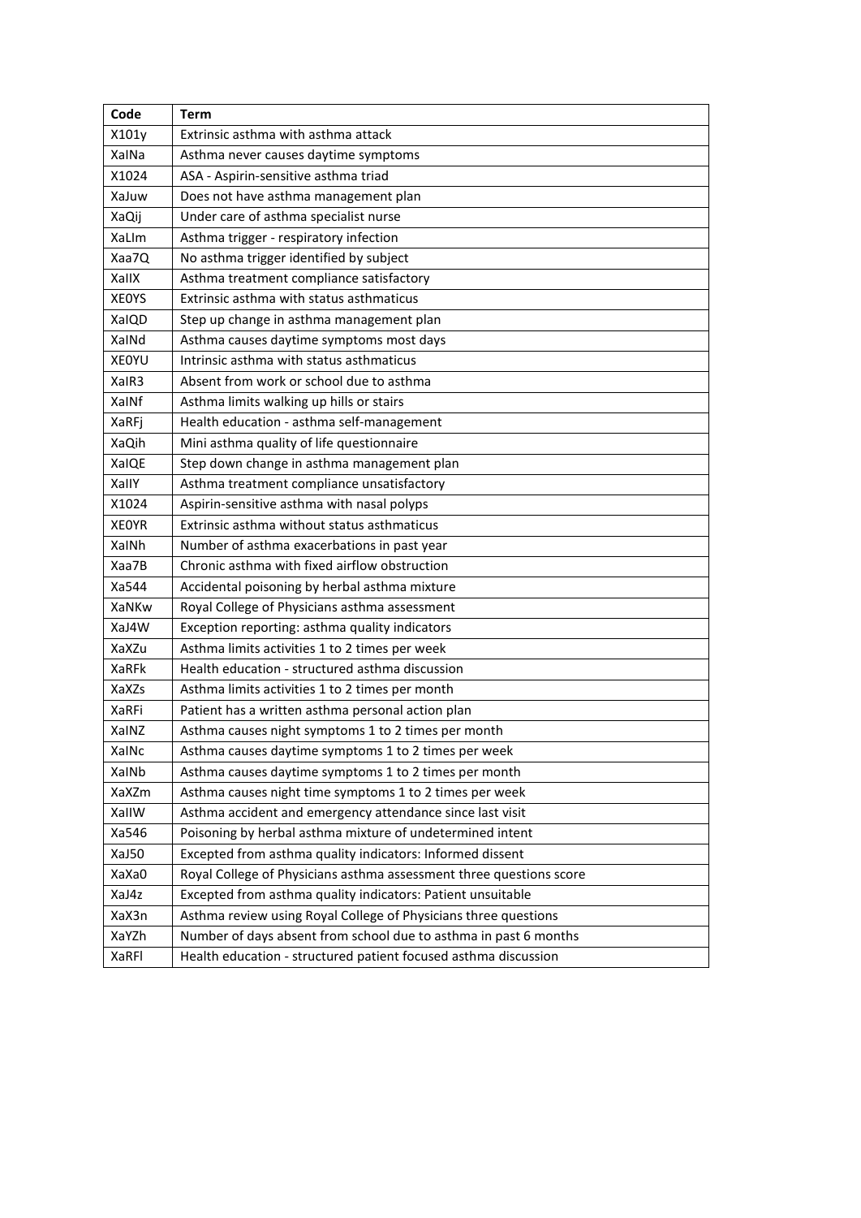| Code | Term |
|---|---|
| X101y | Extrinsic asthma with asthma attack |
| XaINa | Asthma never causes daytime symptoms |
| X1024 | ASA - Aspirin-sensitive asthma triad |
| XaJuw | Does not have asthma management plan |
| XaQij | Under care of asthma specialist nurse |
| XaLIm | Asthma trigger - respiratory infection |
| Xaa7Q | No asthma trigger identified by subject |
| XaIIX | Asthma treatment compliance satisfactory |
| XE0YS | Extrinsic asthma with status asthmaticus |
| XaIQD | Step up change in asthma management plan |
| XaINd | Asthma causes daytime symptoms most days |
| XE0YU | Intrinsic asthma with status asthmaticus |
| XaIR3 | Absent from work or school due to asthma |
| XaINf | Asthma limits walking up hills or stairs |
| XaRFj | Health education - asthma self-management |
| XaQih | Mini asthma quality of life questionnaire |
| XaIQE | Step down change in asthma management plan |
| XaIIY | Asthma treatment compliance unsatisfactory |
| X1024 | Aspirin-sensitive asthma with nasal polyps |
| XE0YR | Extrinsic asthma without status asthmaticus |
| XaINh | Number of asthma exacerbations in past year |
| Xaa7B | Chronic asthma with fixed airflow obstruction |
| Xa544 | Accidental poisoning by herbal asthma mixture |
| XaNKw | Royal College of Physicians asthma assessment |
| XaJ4W | Exception reporting: asthma quality indicators |
| XaXZu | Asthma limits activities 1 to 2 times per week |
| XaRFk | Health education - structured asthma discussion |
| XaXZs | Asthma limits activities 1 to 2 times per month |
| XaRFi | Patient has a written asthma personal action plan |
| XaINZ | Asthma causes night symptoms 1 to 2 times per month |
| XaINc | Asthma causes daytime symptoms 1 to 2 times per week |
| XaINb | Asthma causes daytime symptoms 1 to 2 times per month |
| XaXZm | Asthma causes night time symptoms 1 to 2 times per week |
| XaIIW | Asthma accident and emergency attendance since last visit |
| Xa546 | Poisoning by herbal asthma mixture of undetermined intent |
| XaJ50 | Excepted from asthma quality indicators: Informed dissent |
| XaXa0 | Royal College of Physicians asthma assessment three questions score |
| XaJ4z | Excepted from asthma quality indicators: Patient unsuitable |
| XaX3n | Asthma review using Royal College of Physicians three questions |
| XaYZh | Number of days absent from school due to asthma in past 6 months |
| XaRFl | Health education - structured patient focused asthma discussion |